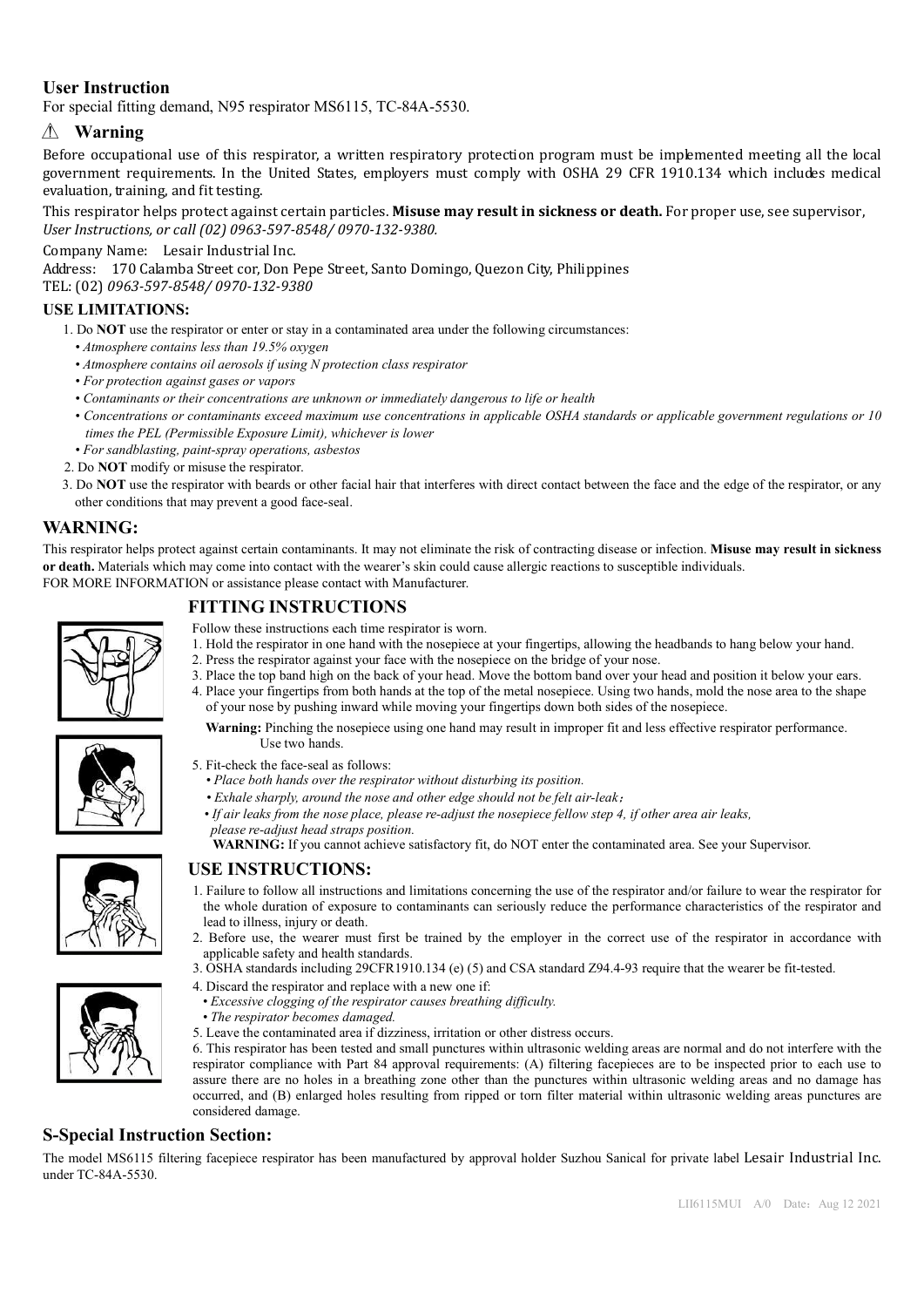## User Instruction

For special fitting demand, N95 respirator MS6115, TC-84A-5530.

## ⚠ Warning

Before occupational use of this respirator, a written respiratory protection program must be implemented meeting all the local government requirements. In the United States, employers must comply with OSHA 29 CFR 1910.134 which includes medical evaluation, training, and fit testing.

This respirator helps protect against certain particles. **Misuse may result in sickness or death.** For proper use, see supervisor, *User Instructions, or call (02) 0963-597-8548/ 0970-132-9380.*

Company Name: Lesair Industrial Inc.

Address: 170 Calamba Street cor, Don Pepe Street, Santo Domingo, Quezon City, Philippines

TEL: (02) *0963-597-8548/ 0970-132-9380*

### USE LIMITATIONS:

1. Do **NOT** use the respirator or enter or stay in a contaminated area under the following circumstances:
   - *Atmosphere contains less than 19.5% oxygen*
   - *Atmosphere contains oil aerosols if using N protection class respirator*
   - *For protection against gases or vapors*
   - *Contaminants or their concentrations are unknown or immediately dangerous to life or health*
   - *Concentrations or contaminants exceed maximum use concentrations in applicable OSHA standards or applicable government regulations or 10 times the PEL (Permissible Exposure Limit), whichever is lower*
   - *For sandblasting, paint-spray operations, asbestos*
2. Do **NOT** modify or misuse the respirator.
3. Do **NOT** use the respirator with beards or other facial hair that interferes with direct contact between the face and the edge of the respirator, or any other conditions that may prevent a good face-seal.

## WARNING:

This respirator helps protect against certain contaminants. It may not eliminate the risk of contracting disease or infection. **Misuse may result in sickness or death.** Materials which may come into contact with the wearer's skin could cause allergic reactions to susceptible individuals.

FOR MORE INFORMATION or assistance please contact with Manufacturer.

## FITTING INSTRUCTIONS

Follow these instructions each time respirator is worn.

1. Hold the respirator in one hand with the nosepiece at your fingertips, allowing the headbands to hang below your hand.
2. Press the respirator against your face with the nosepiece on the bridge of your nose.
3. Place the top band high on the back of your head. Move the bottom band over your head and position it below your ears.
4. Place your fingertips from both hands at the top of the metal nosepiece. Using two hands, mold the nose area to the shape of your nose by pushing inward while moving your fingertips down both sides of the nosepiece.

   **Warning:** Pinching the nosepiece using one hand may result in improper fit and less effective respirator performance. Use two hands.

5. Fit-check the face-seal as follows:
   - *Place both hands over the respirator without disturbing its position.*
   - *Exhale sharply, around the nose and other edge should not be felt air-leak;*
   - *If air leaks from the nose place, please re-adjust the nosepiece fellow step 4, if other area air leaks, please re-adjust head straps position.*

   **WARNING:** If you cannot achieve satisfactory fit, do NOT enter the contaminated area. See your Supervisor.

## USE INSTRUCTIONS:

1. Failure to follow all instructions and limitations concerning the use of the respirator and/or failure to wear the respirator for the whole duration of exposure to contaminants can seriously reduce the performance characteristics of the respirator and lead to illness, injury or death.
2. Before use, the wearer must first be trained by the employer in the correct use of the respirator in accordance with applicable safety and health standards.
3. OSHA standards including 29CFR1910.134 (e) (5) and CSA standard Z94.4-93 require that the wearer be fit-tested.
4. Discard the respirator and replace with a new one if:
   - *Excessive clogging of the respirator causes breathing difficulty.*
   - *The respirator becomes damaged.*
5. Leave the contaminated area if dizziness, irritation or other distress occurs.
6. This respirator has been tested and small punctures within ultrasonic welding areas are normal and do not interfere with the respirator compliance with Part 84 approval requirements: (A) filtering facepieces are to be inspected prior to each use to assure there are no holes in a breathing zone other than the punctures within ultrasonic welding areas and no damage has occurred, and (B) enlarged holes resulting from ripped or torn filter material within ultrasonic welding areas punctures are considered damage.

## S-Special Instruction Section:

The model MS6115 filtering facepiece respirator has been manufactured by approval holder Suzhou Sanical for private label Lesair Industrial Inc. under TC-84A-5530.

LII6115MUI A/0 Date：Aug 12 2021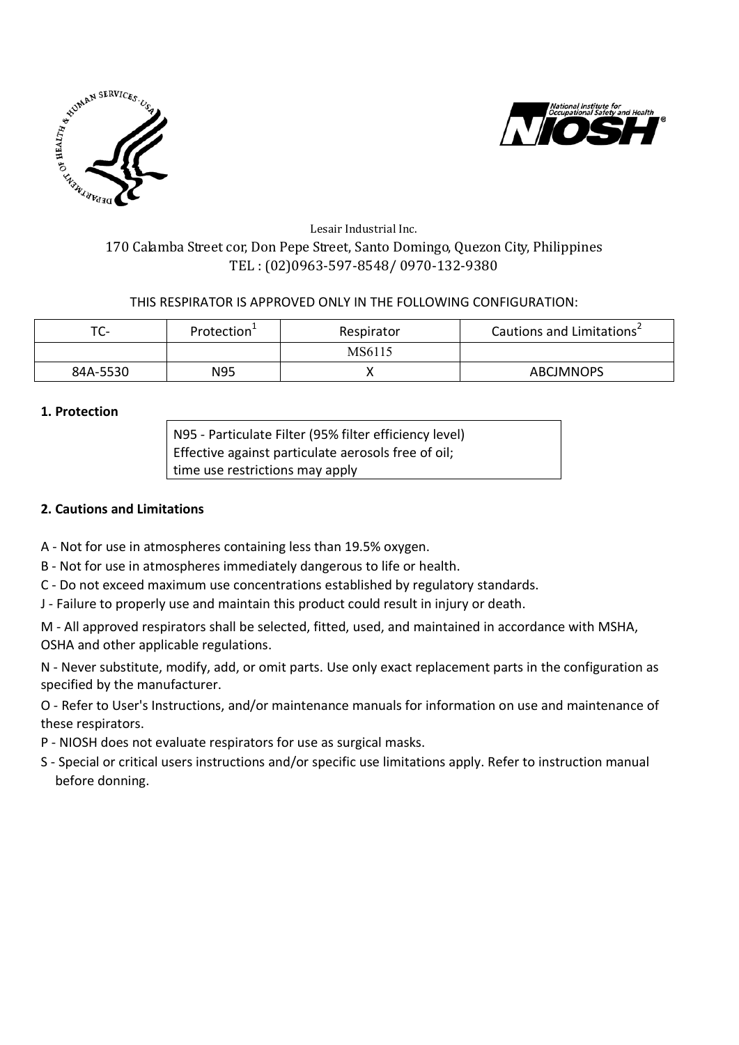Lesair Industrial Inc.

170 Calamba Street cor, Don Pepe Street, Santo Domingo, Quezon City, Philippines

TEL : (02)0963-597-8548/ 0970-132-9380

THIS RESPIRATOR IS APPROVED ONLY IN THE FOLLOWING CONFIGURATION:

| TC- | Protection[1] | Respirator | Cautions and Limitations[2] |
|---|---|---|---|
| | | MS6115 | |
| 84A-5530 | N95 | X | ABCJMNOPS |

**1. Protection**

| |
|---|
| N95 - Particulate Filter (95% filter efficiency level)<br>Effective against particulate aerosols free of oil;<br>time use restrictions may apply |

**2. Cautions and Limitations**

A - Not for use in atmospheres containing less than 19.5% oxygen.

B - Not for use in atmospheres immediately dangerous to life or health.

C - Do not exceed maximum use concentrations established by regulatory standards.

J - Failure to properly use and maintain this product could result in injury or death.

M - All approved respirators shall be selected, fitted, used, and maintained in accordance with MSHA, OSHA and other applicable regulations.

N - Never substitute, modify, add, or omit parts. Use only exact replacement parts in the configuration as specified by the manufacturer.

O - Refer to User's Instructions, and/or maintenance manuals for information on use and maintenance of these respirators.

P - NIOSH does not evaluate respirators for use as surgical masks.

S - Special or critical users instructions and/or specific use limitations apply. Refer to instruction manual before donning.